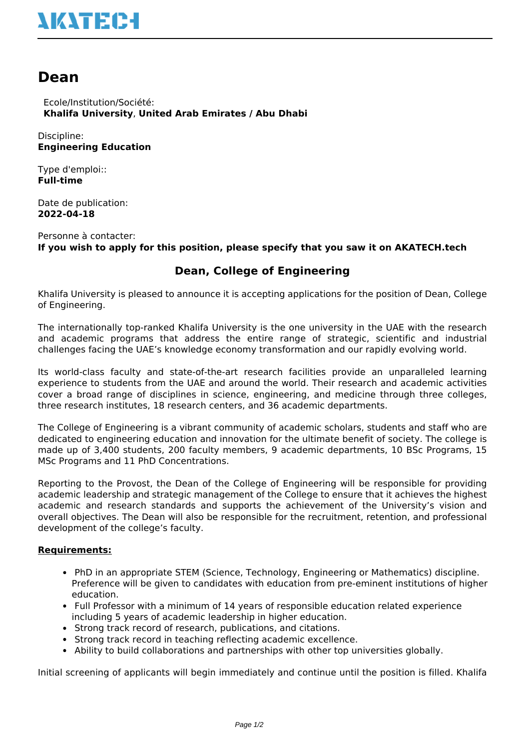# Dean

Ecole/Institution/Société:
**Khalifa University**, **United Arab Emirates / Abu Dhabi**

Discipline:
**Engineering Education**

Type d'emploi::
**Full-time**

Date de publication:
**2022-04-18**

Personne à contacter:
**If you wish to apply for this position, please specify that you saw it on AKATECH.tech**

## Dean, College of Engineering

Khalifa University is pleased to announce it is accepting applications for the position of Dean, College of Engineering.

The internationally top-ranked Khalifa University is the one university in the UAE with the research and academic programs that address the entire range of strategic, scientific and industrial challenges facing the UAE's knowledge economy transformation and our rapidly evolving world.

Its world-class faculty and state-of-the-art research facilities provide an unparalleled learning experience to students from the UAE and around the world. Their research and academic activities cover a broad range of disciplines in science, engineering, and medicine through three colleges, three research institutes, 18 research centers, and 36 academic departments.

The College of Engineering is a vibrant community of academic scholars, students and staff who are dedicated to engineering education and innovation for the ultimate benefit of society. The college is made up of 3,400 students, 200 faculty members, 9 academic departments, 10 BSc Programs, 15 MSc Programs and 11 PhD Concentrations.

Reporting to the Provost, the Dean of the College of Engineering will be responsible for providing academic leadership and strategic management of the College to ensure that it achieves the highest academic and research standards and supports the achievement of the University's vision and overall objectives. The Dean will also be responsible for the recruitment, retention, and professional development of the college's faculty.

**Requirements:**

- PhD in an appropriate STEM (Science, Technology, Engineering or Mathematics) discipline. Preference will be given to candidates with education from pre-eminent institutions of higher education.
- Full Professor with a minimum of 14 years of responsible education related experience including 5 years of academic leadership in higher education.
- Strong track record of research, publications, and citations.
- Strong track record in teaching reflecting academic excellence.
- Ability to build collaborations and partnerships with other top universities globally.

Initial screening of applicants will begin immediately and continue until the position is filled. Khalifa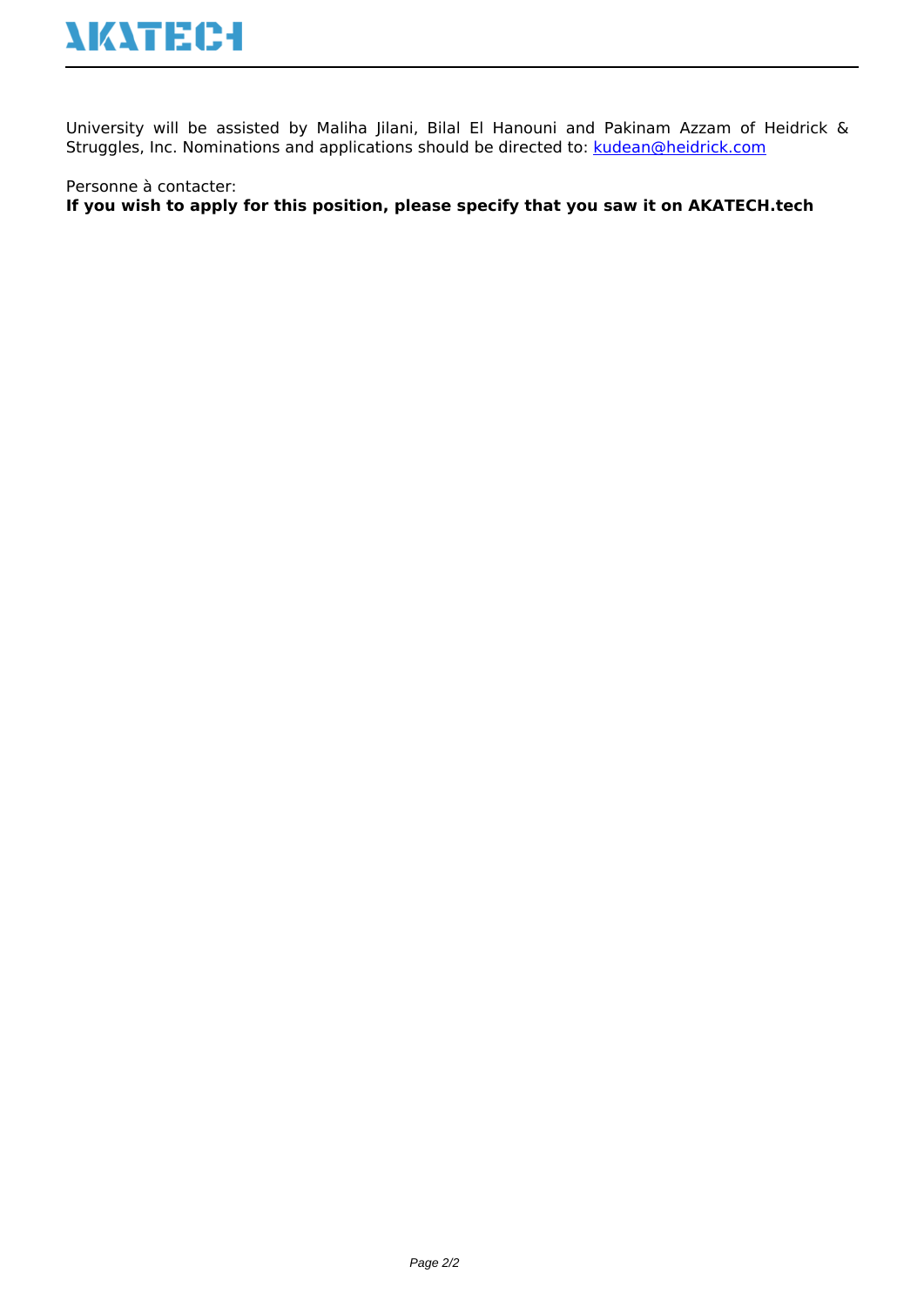University will be assisted by Maliha Jilani, Bilal El Hanouni and Pakinam Azzam of Heidrick & Struggles, Inc. Nominations and applications should be directed to: [kudean@heidrick.com](mailto:kudean@heidrick.com)

Personne à contacter:
**If you wish to apply for this position, please specify that you saw it on AKATECH.tech**